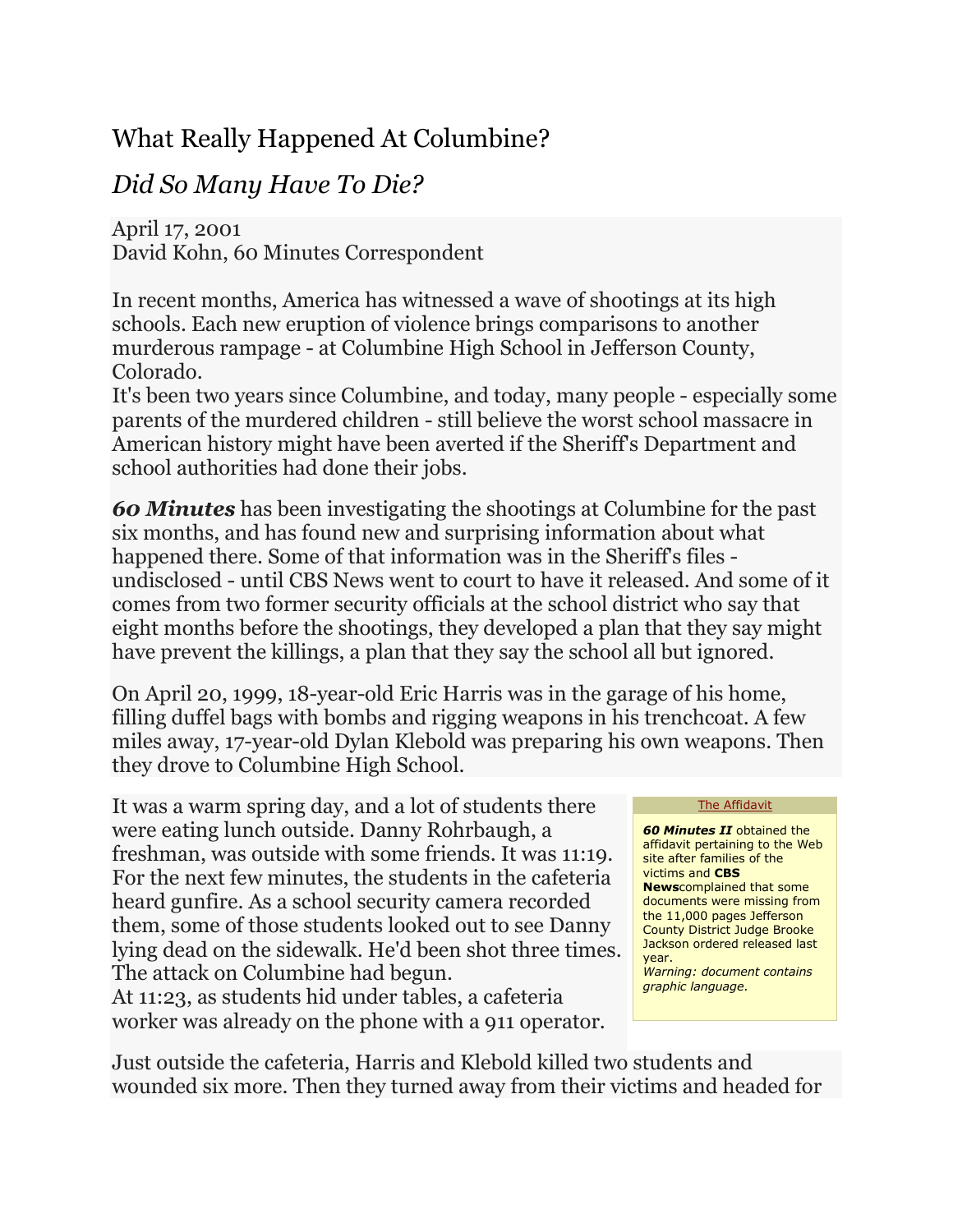# What Really Happened At Columbine?

## *Did So Many Have To Die?*

April 17, 2001
David Kohn, 60 Minutes Correspondent

In recent months, America has witnessed a wave of shootings at its high schools. Each new eruption of violence brings comparisons to another murderous rampage - at Columbine High School in Jefferson County, Colorado.
It's been two years since Columbine, and today, many people - especially some parents of the murdered children - still believe the worst school massacre in American history might have been averted if the Sheriff's Department and school authorities had done their jobs.

***60 Minutes*** has been investigating the shootings at Columbine for the past six months, and has found new and surprising information about what happened there. Some of that information was in the Sheriff's files - undisclosed - until CBS News went to court to have it released. And some of it comes from two former security officials at the school district who say that eight months before the shootings, they developed a plan that they say might have prevent the killings, a plan that they say the school all but ignored.

On April 20, 1999, 18-year-old Eric Harris was in the garage of his home, filling duffel bags with bombs and rigging weapons in his trenchcoat. A few miles away, 17-year-old Dylan Klebold was preparing his own weapons. Then they drove to Columbine High School.

It was a warm spring day, and a lot of students there were eating lunch outside. Danny Rohrbaugh, a freshman, was outside with some friends. It was 11:19. For the next few minutes, the students in the cafeteria heard gunfire. As a school security camera recorded them, some of those students looked out to see Danny lying dead on the sidewalk. He'd been shot three times. The attack on Columbine had begun.
At 11:23, as students hid under tables, a cafeteria worker was already on the phone with a 911 operator.

> The Affidavit
>
> ***60 Minutes II*** obtained the affidavit pertaining to the Web site after families of the victims and **CBS News**complained that some documents were missing from the 11,000 pages Jefferson County District Judge Brooke Jackson ordered released last year.
> *Warning: document contains graphic language.*

Just outside the cafeteria, Harris and Klebold killed two students and wounded six more. Then they turned away from their victims and headed for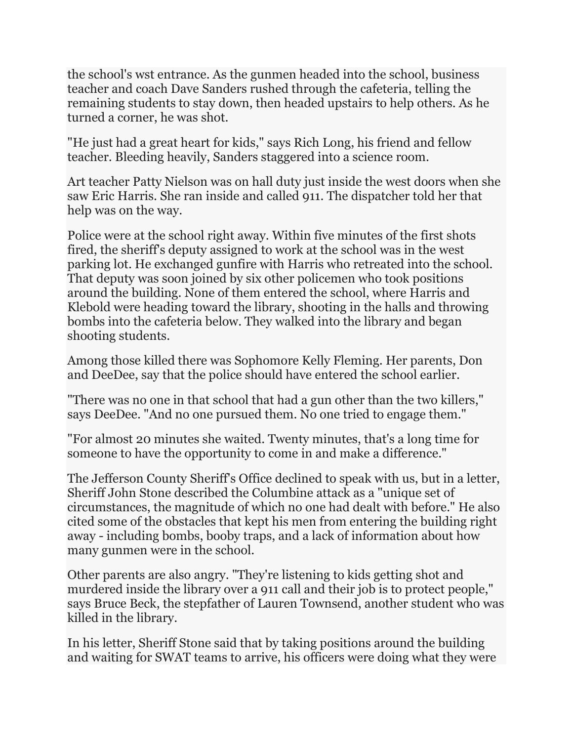the school's wst entrance. As the gunmen headed into the school, business teacher and coach Dave Sanders rushed through the cafeteria, telling the remaining students to stay down, then headed upstairs to help others. As he turned a corner, he was shot.

"He just had a great heart for kids," says Rich Long, his friend and fellow teacher. Bleeding heavily, Sanders staggered into a science room.

Art teacher Patty Nielson was on hall duty just inside the west doors when she saw Eric Harris. She ran inside and called 911. The dispatcher told her that help was on the way.

Police were at the school right away. Within five minutes of the first shots fired, the sheriff's deputy assigned to work at the school was in the west parking lot. He exchanged gunfire with Harris who retreated into the school. That deputy was soon joined by six other policemen who took positions around the building. None of them entered the school, where Harris and Klebold were heading toward the library, shooting in the halls and throwing bombs into the cafeteria below. They walked into the library and began shooting students.

Among those killed there was Sophomore Kelly Fleming. Her parents, Don and DeeDee, say that the police should have entered the school earlier.

"There was no one in that school that had a gun other than the two killers," says DeeDee. "And no one pursued them. No one tried to engage them."

"For almost 20 minutes she waited. Twenty minutes, that's a long time for someone to have the opportunity to come in and make a difference."

The Jefferson County Sheriff's Office declined to speak with us, but in a letter, Sheriff John Stone described the Columbine attack as a "unique set of circumstances, the magnitude of which no one had dealt with before." He also cited some of the obstacles that kept his men from entering the building right away - including bombs, booby traps, and a lack of information about how many gunmen were in the school.

Other parents are also angry. "They're listening to kids getting shot and murdered inside the library over a 911 call and their job is to protect people," says Bruce Beck, the stepfather of Lauren Townsend, another student who was killed in the library.

In his letter, Sheriff Stone said that by taking positions around the building and waiting for SWAT teams to arrive, his officers were doing what they were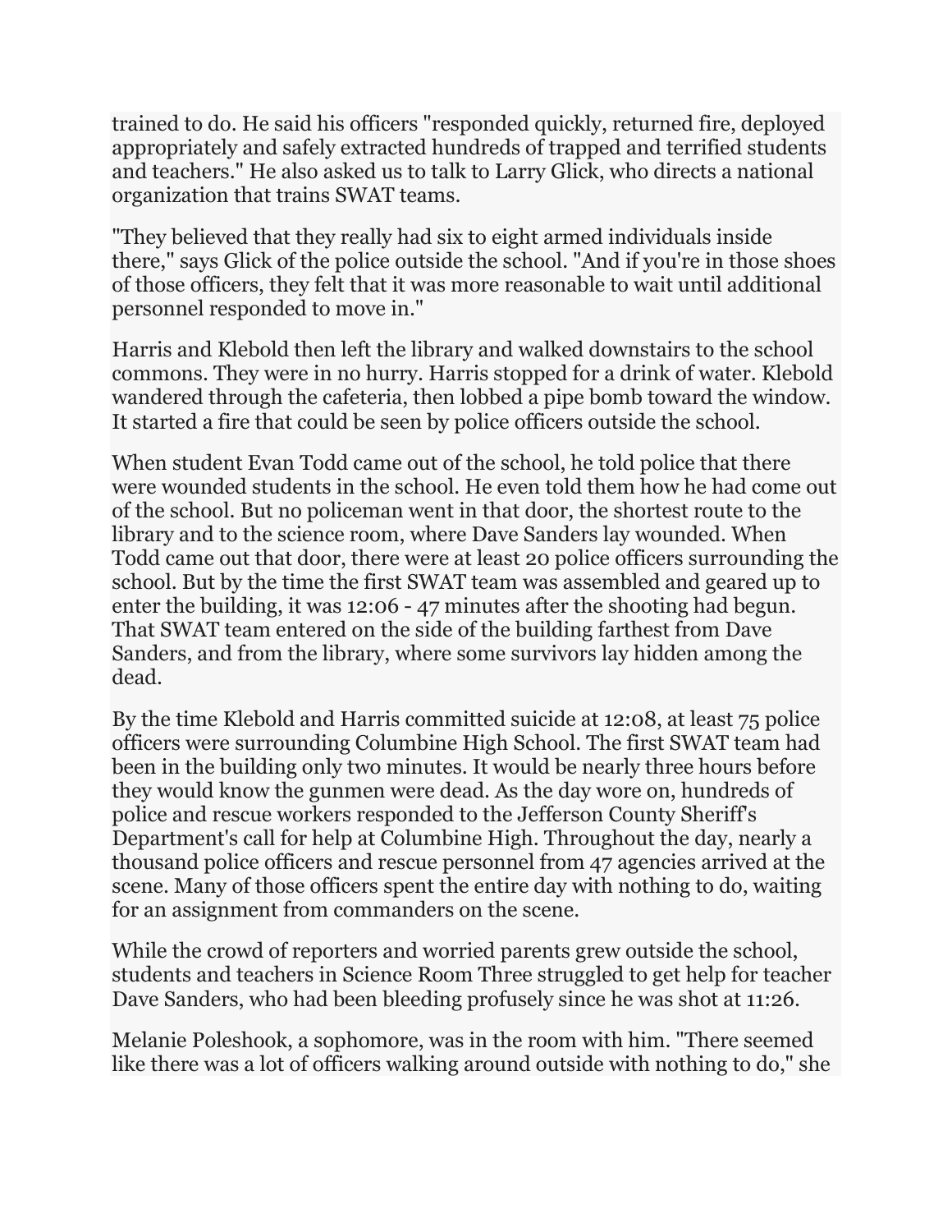trained to do. He said his officers "responded quickly, returned fire, deployed appropriately and safely extracted hundreds of trapped and terrified students and teachers." He also asked us to talk to Larry Glick, who directs a national organization that trains SWAT teams.

"They believed that they really had six to eight armed individuals inside there," says Glick of the police outside the school. "And if you're in those shoes of those officers, they felt that it was more reasonable to wait until additional personnel responded to move in."

Harris and Klebold then left the library and walked downstairs to the school commons. They were in no hurry. Harris stopped for a drink of water. Klebold wandered through the cafeteria, then lobbed a pipe bomb toward the window. It started a fire that could be seen by police officers outside the school.

When student Evan Todd came out of the school, he told police that there were wounded students in the school. He even told them how he had come out of the school. But no policeman went in that door, the shortest route to the library and to the science room, where Dave Sanders lay wounded. When Todd came out that door, there were at least 20 police officers surrounding the school. But by the time the first SWAT team was assembled and geared up to enter the building, it was 12:06 - 47 minutes after the shooting had begun. That SWAT team entered on the side of the building farthest from Dave Sanders, and from the library, where some survivors lay hidden among the dead.

By the time Klebold and Harris committed suicide at 12:08, at least 75 police officers were surrounding Columbine High School. The first SWAT team had been in the building only two minutes. It would be nearly three hours before they would know the gunmen were dead. As the day wore on, hundreds of police and rescue workers responded to the Jefferson County Sheriff's Department's call for help at Columbine High. Throughout the day, nearly a thousand police officers and rescue personnel from 47 agencies arrived at the scene. Many of those officers spent the entire day with nothing to do, waiting for an assignment from commanders on the scene.

While the crowd of reporters and worried parents grew outside the school, students and teachers in Science Room Three struggled to get help for teacher Dave Sanders, who had been bleeding profusely since he was shot at 11:26.

Melanie Poleshook, a sophomore, was in the room with him. "There seemed like there was a lot of officers walking around outside with nothing to do," she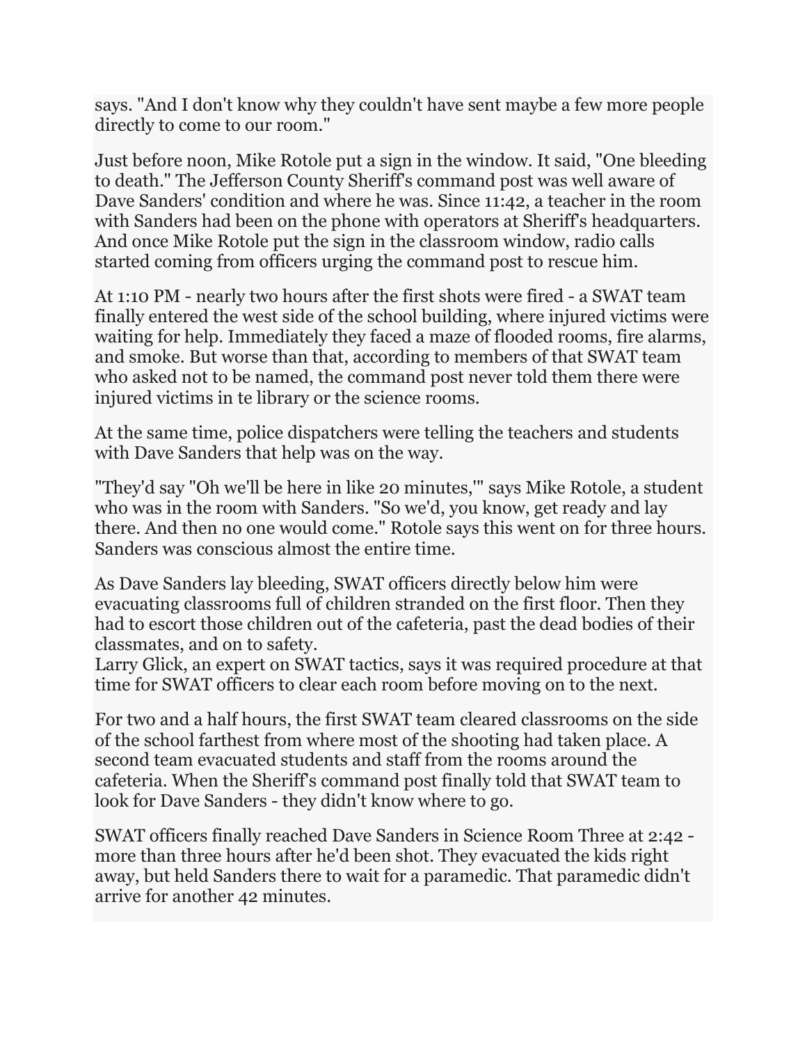says. "And I don't know why they couldn't have sent maybe a few more people directly to come to our room."

Just before noon, Mike Rotole put a sign in the window. It said, "One bleeding to death." The Jefferson County Sheriff's command post was well aware of Dave Sanders' condition and where he was. Since 11:42, a teacher in the room with Sanders had been on the phone with operators at Sheriff's headquarters. And once Mike Rotole put the sign in the classroom window, radio calls started coming from officers urging the command post to rescue him.

At 1:10 PM - nearly two hours after the first shots were fired - a SWAT team finally entered the west side of the school building, where injured victims were waiting for help. Immediately they faced a maze of flooded rooms, fire alarms, and smoke. But worse than that, according to members of that SWAT team who asked not to be named, the command post never told them there were injured victims in te library or the science rooms.

At the same time, police dispatchers were telling the teachers and students with Dave Sanders that help was on the way.

"They'd say "Oh we'll be here in like 20 minutes,'" says Mike Rotole, a student who was in the room with Sanders. "So we'd, you know, get ready and lay there. And then no one would come." Rotole says this went on for three hours. Sanders was conscious almost the entire time.

As Dave Sanders lay bleeding, SWAT officers directly below him were evacuating classrooms full of children stranded on the first floor. Then they had to escort those children out of the cafeteria, past the dead bodies of their classmates, and on to safety.
Larry Glick, an expert on SWAT tactics, says it was required procedure at that time for SWAT officers to clear each room before moving on to the next.

For two and a half hours, the first SWAT team cleared classrooms on the side of the school farthest from where most of the shooting had taken place. A second team evacuated students and staff from the rooms around the cafeteria. When the Sheriff's command post finally told that SWAT team to look for Dave Sanders - they didn't know where to go.

SWAT officers finally reached Dave Sanders in Science Room Three at 2:42 - more than three hours after he'd been shot. They evacuated the kids right away, but held Sanders there to wait for a paramedic. That paramedic didn't arrive for another 42 minutes.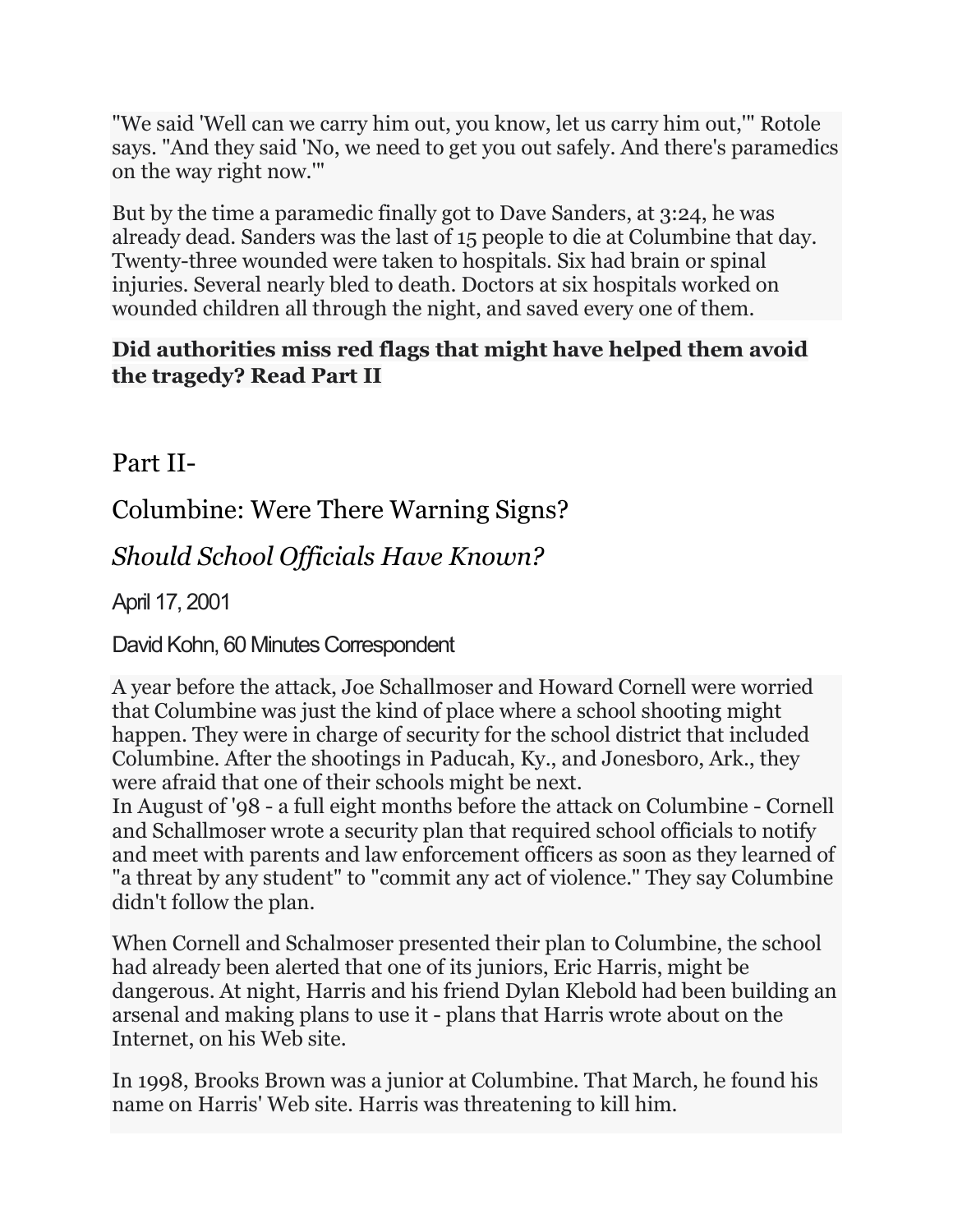"We said 'Well can we carry him out, you know, let us carry him out,'" Rotole says. "And they said 'No, we need to get you out safely. And there's paramedics on the way right now.'"

But by the time a paramedic finally got to Dave Sanders, at 3:24, he was already dead. Sanders was the last of 15 people to die at Columbine that day. Twenty-three wounded were taken to hospitals. Six had brain or spinal injuries. Several nearly bled to death. Doctors at six hospitals worked on wounded children all through the night, and saved every one of them.

**Did authorities miss red flags that might have helped them avoid the tragedy? Read Part II**

# Part II-

## Columbine: Were There Warning Signs?

### *Should School Officials Have Known?*

April 17, 2001

David Kohn, 60 Minutes Correspondent

A year before the attack, Joe Schallmoser and Howard Cornell were worried that Columbine was just the kind of place where a school shooting might happen. They were in charge of security for the school district that included Columbine. After the shootings in Paducah, Ky., and Jonesboro, Ark., they were afraid that one of their schools might be next.
In August of '98 - a full eight months before the attack on Columbine - Cornell and Schallmoser wrote a security plan that required school officials to notify and meet with parents and law enforcement officers as soon as they learned of "a threat by any student" to "commit any act of violence." They say Columbine didn't follow the plan.

When Cornell and Schalmoser presented their plan to Columbine, the school had already been alerted that one of its juniors, Eric Harris, might be dangerous. At night, Harris and his friend Dylan Klebold had been building an arsenal and making plans to use it - plans that Harris wrote about on the Internet, on his Web site.

In 1998, Brooks Brown was a junior at Columbine. That March, he found his name on Harris' Web site. Harris was threatening to kill him.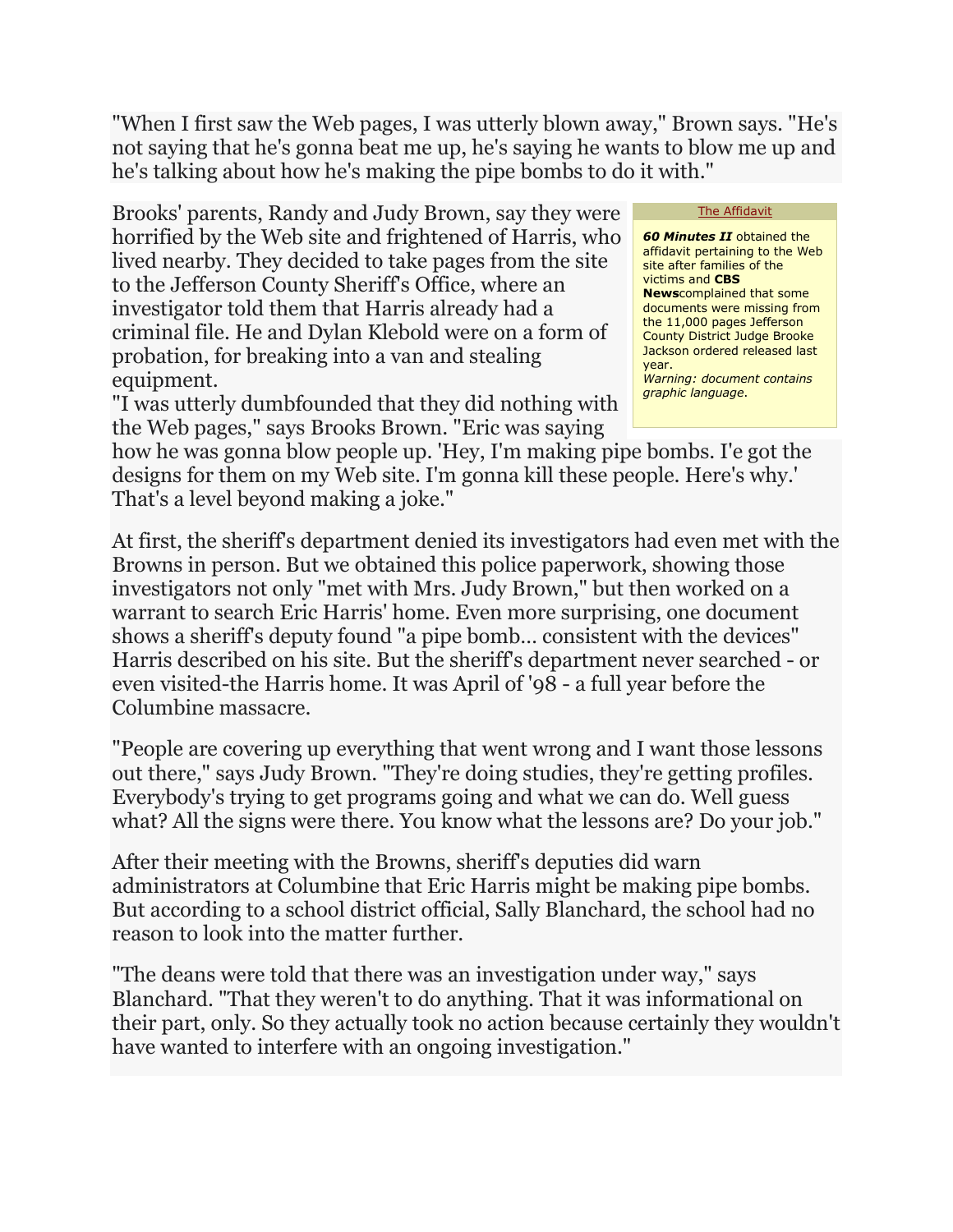"When I first saw the Web pages, I was utterly blown away," Brown says. "He's not saying that he's gonna beat me up, he's saying he wants to blow me up and he's talking about how he's making the pipe bombs to do it with."

Brooks' parents, Randy and Judy Brown, say they were horrified by the Web site and frightened of Harris, who lived nearby. They decided to take pages from the site to the Jefferson County Sheriff's Office, where an investigator told them that Harris already had a criminal file. He and Dylan Klebold were on a form of probation, for breaking into a van and stealing equipment.

"I was utterly dumbfounded that they did nothing with the Web pages," says Brooks Brown. "Eric was saying how he was gonna blow people up. 'Hey, I'm making pipe bombs. I'e got the designs for them on my Web site. I'm gonna kill these people. Here's why.' That's a level beyond making a joke."

> The Affidavit
>
> ***60 Minutes II*** obtained the affidavit pertaining to the Web site after families of the victims and **CBS News**complained that some documents were missing from the 11,000 pages Jefferson County District Judge Brooke Jackson ordered released last year.
> *Warning: document contains graphic language.*

At first, the sheriff's department denied its investigators had even met with the Browns in person. But we obtained this police paperwork, showing those investigators not only "met with Mrs. Judy Brown," but then worked on a warrant to search Eric Harris' home. Even more surprising, one document shows a sheriff's deputy found "a pipe bomb... consistent with the devices" Harris described on his site. But the sheriff's department never searched - or even visited-the Harris home. It was April of '98 - a full year before the Columbine massacre.

"People are covering up everything that went wrong and I want those lessons out there," says Judy Brown. "They're doing studies, they're getting profiles. Everybody's trying to get programs going and what we can do. Well guess what? All the signs were there. You know what the lessons are? Do your job."

After their meeting with the Browns, sheriff's deputies did warn administrators at Columbine that Eric Harris might be making pipe bombs. But according to a school district official, Sally Blanchard, the school had no reason to look into the matter further.

"The deans were told that there was an investigation under way," says Blanchard. "That they weren't to do anything. That it was informational on their part, only. So they actually took no action because certainly they wouldn't have wanted to interfere with an ongoing investigation."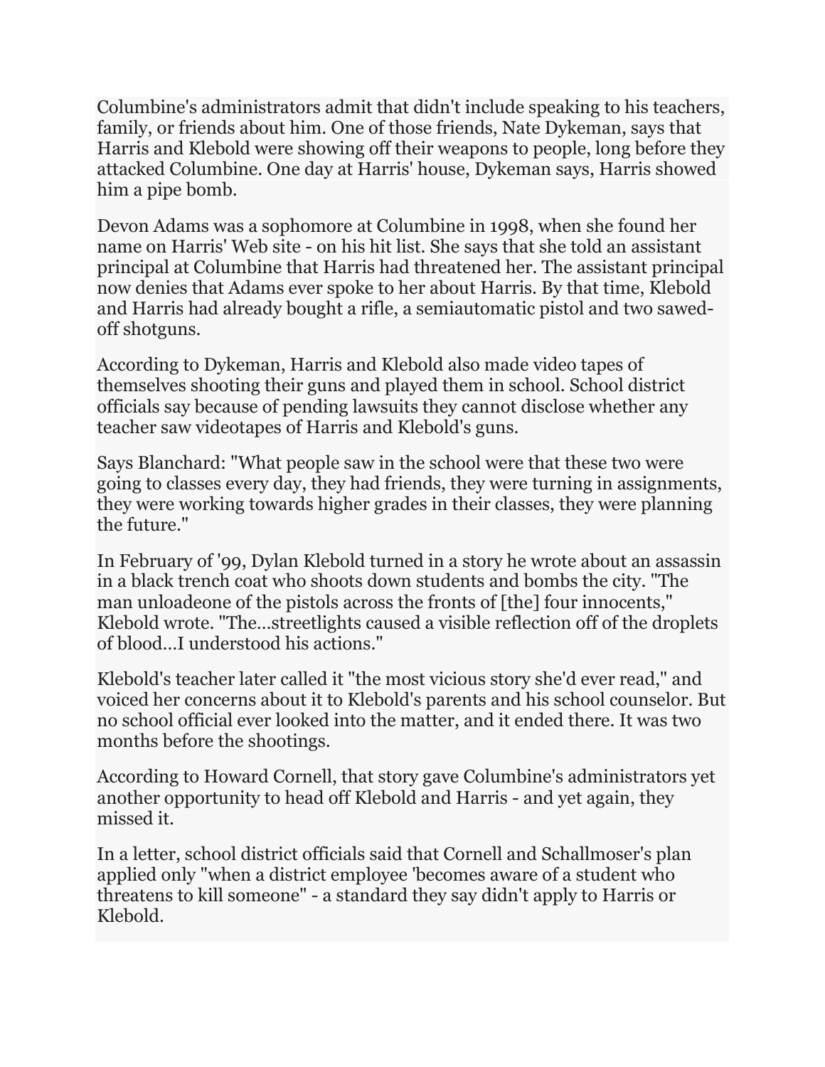Columbine's administrators admit that didn't include speaking to his teachers, family, or friends about him. One of those friends, Nate Dykeman, says that Harris and Klebold were showing off their weapons to people, long before they attacked Columbine. One day at Harris' house, Dykeman says, Harris showed him a pipe bomb.

Devon Adams was a sophomore at Columbine in 1998, when she found her name on Harris' Web site - on his hit list. She says that she told an assistant principal at Columbine that Harris had threatened her. The assistant principal now denies that Adams ever spoke to her about Harris. By that time, Klebold and Harris had already bought a rifle, a semiautomatic pistol and two sawed-off shotguns.

According to Dykeman, Harris and Klebold also made video tapes of themselves shooting their guns and played them in school. School district officials say because of pending lawsuits they cannot disclose whether any teacher saw videotapes of Harris and Klebold's guns.

Says Blanchard: "What people saw in the school were that these two were going to classes every day, they had friends, they were turning in assignments, they were working towards higher grades in their classes, they were planning the future."

In February of '99, Dylan Klebold turned in a story he wrote about an assassin in a black trench coat who shoots down students and bombs the city. "The man unloadeone of the pistols across the fronts of [the] four innocents," Klebold wrote. "The...streetlights caused a visible reflection off of the droplets of blood...I understood his actions."

Klebold's teacher later called it "the most vicious story she'd ever read," and voiced her concerns about it to Klebold's parents and his school counselor. But no school official ever looked into the matter, and it ended there. It was two months before the shootings.

According to Howard Cornell, that story gave Columbine's administrators yet another opportunity to head off Klebold and Harris - and yet again, they missed it.

In a letter, school district officials said that Cornell and Schallmoser's plan applied only "when a district employee 'becomes aware of a student who threatens to kill someone" - a standard they say didn't apply to Harris or Klebold.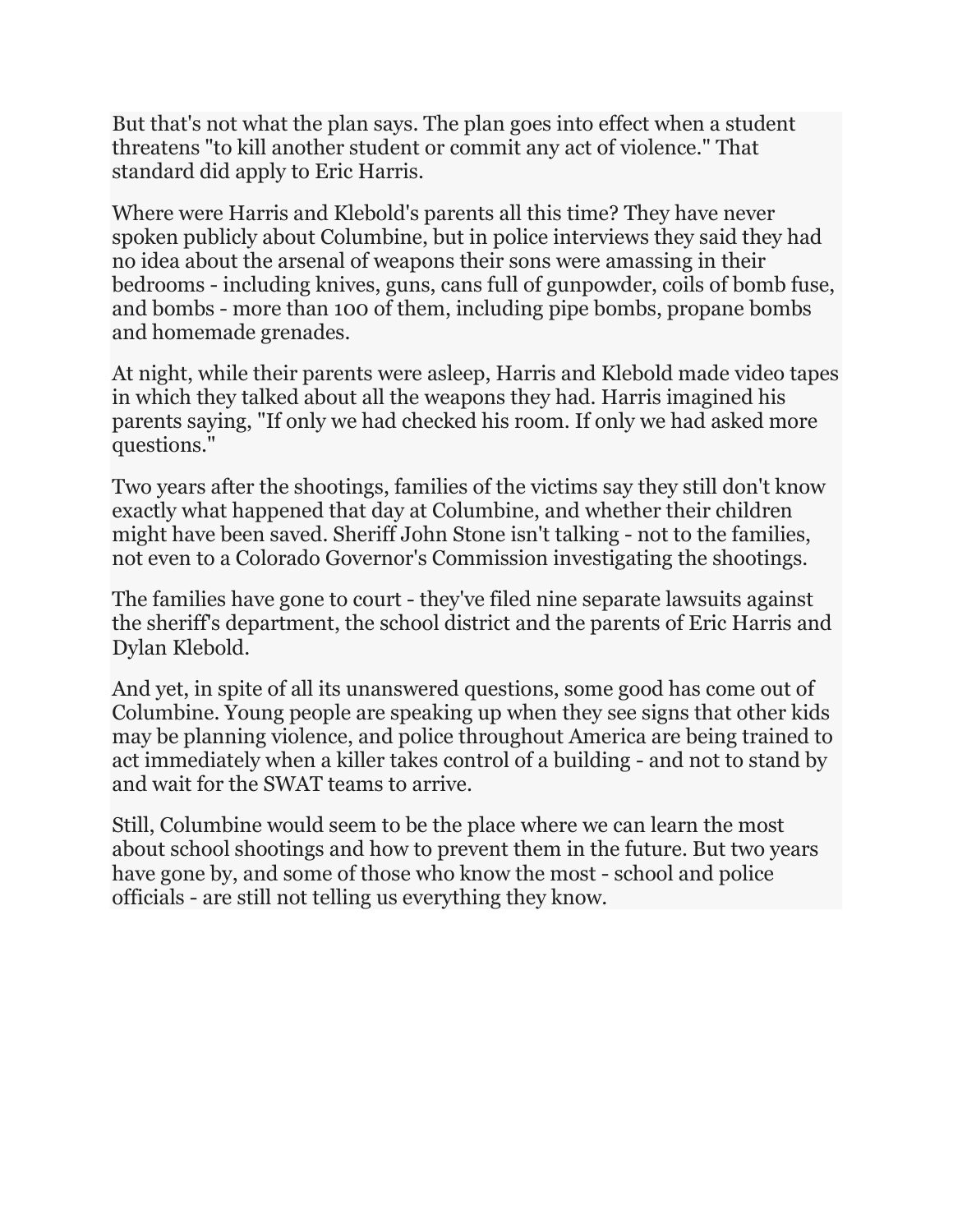But that's not what the plan says. The plan goes into effect when a student threatens "to kill another student or commit any act of violence." That standard did apply to Eric Harris.

Where were Harris and Klebold's parents all this time? They have never spoken publicly about Columbine, but in police interviews they said they had no idea about the arsenal of weapons their sons were amassing in their bedrooms - including knives, guns, cans full of gunpowder, coils of bomb fuse, and bombs - more than 100 of them, including pipe bombs, propane bombs and homemade grenades.

At night, while their parents were asleep, Harris and Klebold made video tapes in which they talked about all the weapons they had. Harris imagined his parents saying, "If only we had checked his room. If only we had asked more questions."

Two years after the shootings, families of the victims say they still don't know exactly what happened that day at Columbine, and whether their children might have been saved. Sheriff John Stone isn't talking - not to the families, not even to a Colorado Governor's Commission investigating the shootings.

The families have gone to court - they've filed nine separate lawsuits against the sheriff's department, the school district and the parents of Eric Harris and Dylan Klebold.

And yet, in spite of all its unanswered questions, some good has come out of Columbine. Young people are speaking up when they see signs that other kids may be planning violence, and police throughout America are being trained to act immediately when a killer takes control of a building - and not to stand by and wait for the SWAT teams to arrive.

Still, Columbine would seem to be the place where we can learn the most about school shootings and how to prevent them in the future. But two years have gone by, and some of those who know the most - school and police officials - are still not telling us everything they know.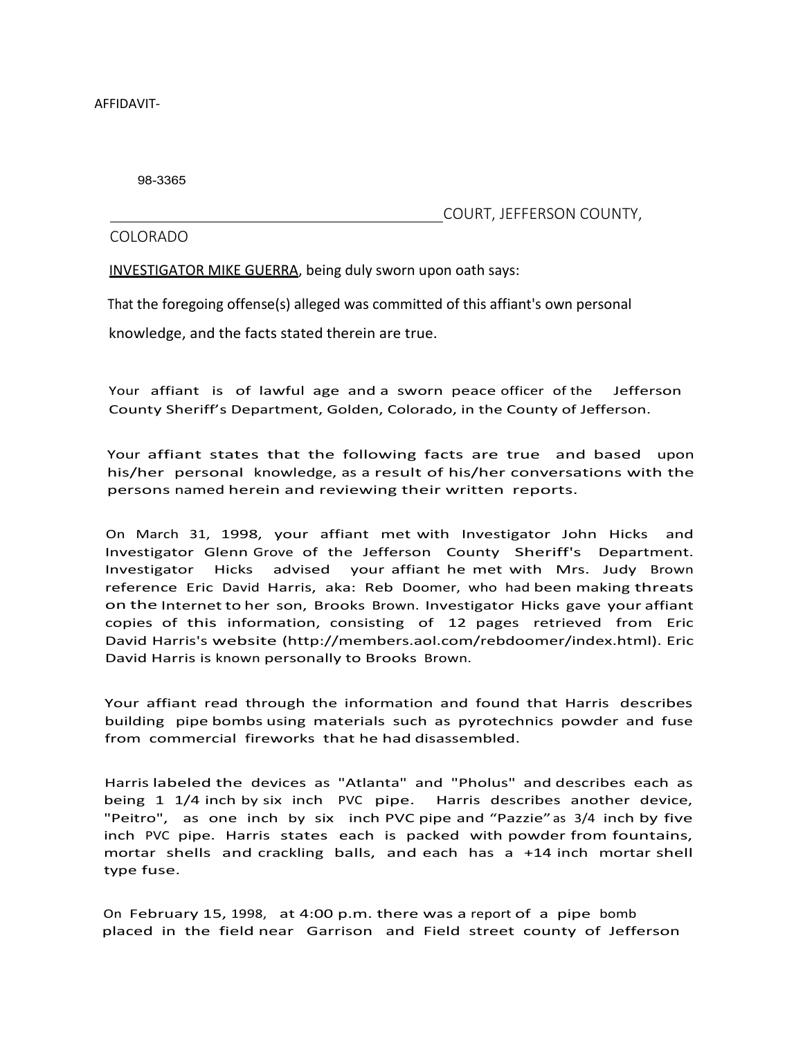AFFIDAVIT-

98-3365

\_\_\_\_\_\_\_\_\_\_\_\_\_\_\_\_\_\_\_\_\_\_\_\_\_\_\_\_\_\_\_\_\_\_\_\_\_\_\_\_\_\_\_\_COURT, JEFFERSON COUNTY, COLORADO

<u>INVESTIGATOR MIKE GUERRA</u>, being duly sworn upon oath says:

That the foregoing offense(s) alleged was committed of this affiant's own personal knowledge, and the facts stated therein are true.

Your affiant is of lawful age and a sworn peace officer of the Jefferson County Sheriff's Department, Golden, Colorado, in the County of Jefferson.

Your affiant states that the following facts are true and based upon his/her personal knowledge, as a result of his/her conversations with the persons named herein and reviewing their written reports.

On March 31, 1998, your affiant met with Investigator John Hicks and Investigator Glenn Grove of the Jefferson County Sheriff's Department. Investigator Hicks advised your affiant he met with Mrs. Judy Brown reference Eric David Harris, aka: Reb Doomer, who had been making threats on the Internet to her son, Brooks Brown. Investigator Hicks gave your affiant copies of this information, consisting of 12 pages retrieved from Eric David Harris's website (http://members.aol.com/rebdoomer/index.html). Eric David Harris is known personally to Brooks Brown.

Your affiant read through the information and found that Harris describes building pipe bombs using materials such as pyrotechnics powder and fuse from commercial fireworks that he had disassembled.

Harris labeled the devices as "Atlanta" and "Pholus" and describes each as being 1 1/4 inch by six inch PVC pipe. Harris describes another device, "Peitro", as one inch by six inch PVC pipe and "Pazzie" as 3/4 inch by five inch PVC pipe. Harris states each is packed with powder from fountains, mortar shells and crackling balls, and each has a +14 inch mortar shell type fuse.

On February 15, 1998, at 4:00 p.m. there was a report of a pipe bomb placed in the field near Garrison and Field street county of Jefferson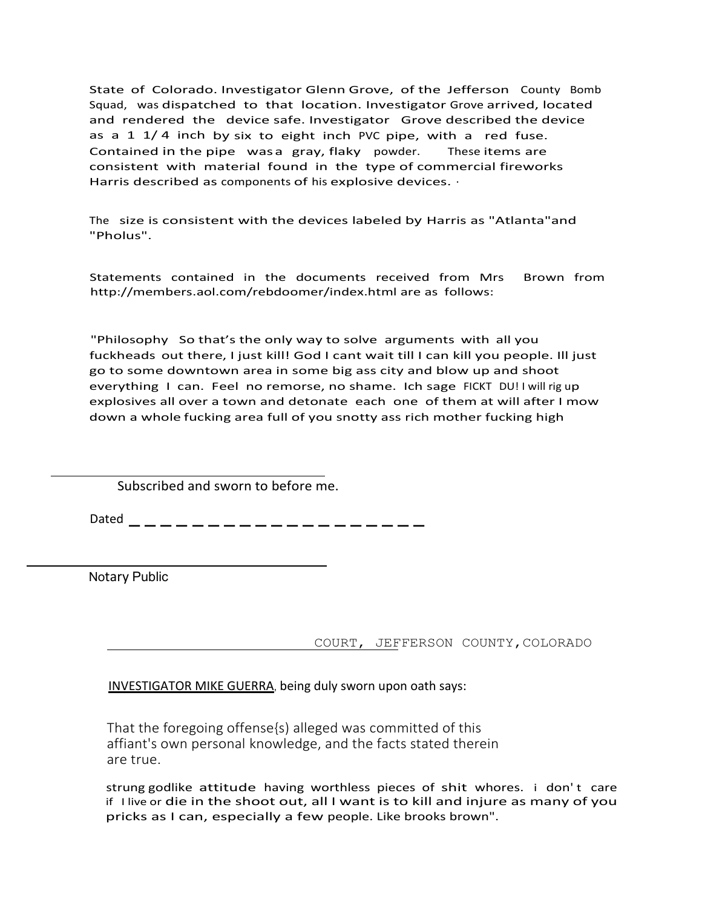State of Colorado. Investigator Glenn Grove, of the Jefferson County Bomb Squad, was dispatched to that location. Investigator Grove arrived, located and rendered the device safe. Investigator Grove described the device as a 1 1/4 inch by six to eight inch PVC pipe, with a red fuse. Contained in the pipe was a gray, flaky powder. These items are consistent with material found in the type of commercial fireworks Harris described as components of his explosive devices. ·

The size is consistent with the devices labeled by Harris as "Atlanta"and "Pholus".

Statements contained in the documents received from Mrs Brown from http://members.aol.com/rebdoomer/index.html are as follows:

"Philosophy So that's the only way to solve arguments with all you fuckheads out there, I just kill! God I cant wait till I can kill you people. Ill just go to some downtown area in some big ass city and blow up and shoot everything I can. Feel no remorse, no shame. Ich sage FICKT DU! I will rig up explosives all over a town and detonate each one of them at will after I mow down a whole fucking area full of you snotty ass rich mother fucking high

Subscribed and sworn to before me.

Dated ____________________

Notary Public

COURT, JEFFERSON COUNTY,COLORADO

INVESTIGATOR MIKE GUERRA, being duly sworn upon oath says:

That the foregoing offense{s) alleged was committed of this affiant's own personal knowledge, and the facts stated therein are true.

strung godlike attitude having worthless pieces of shit whores. i don't care if I live or die in the shoot out, all I want is to kill and injure as many of you pricks as I can, especially a few people. Like brooks brown".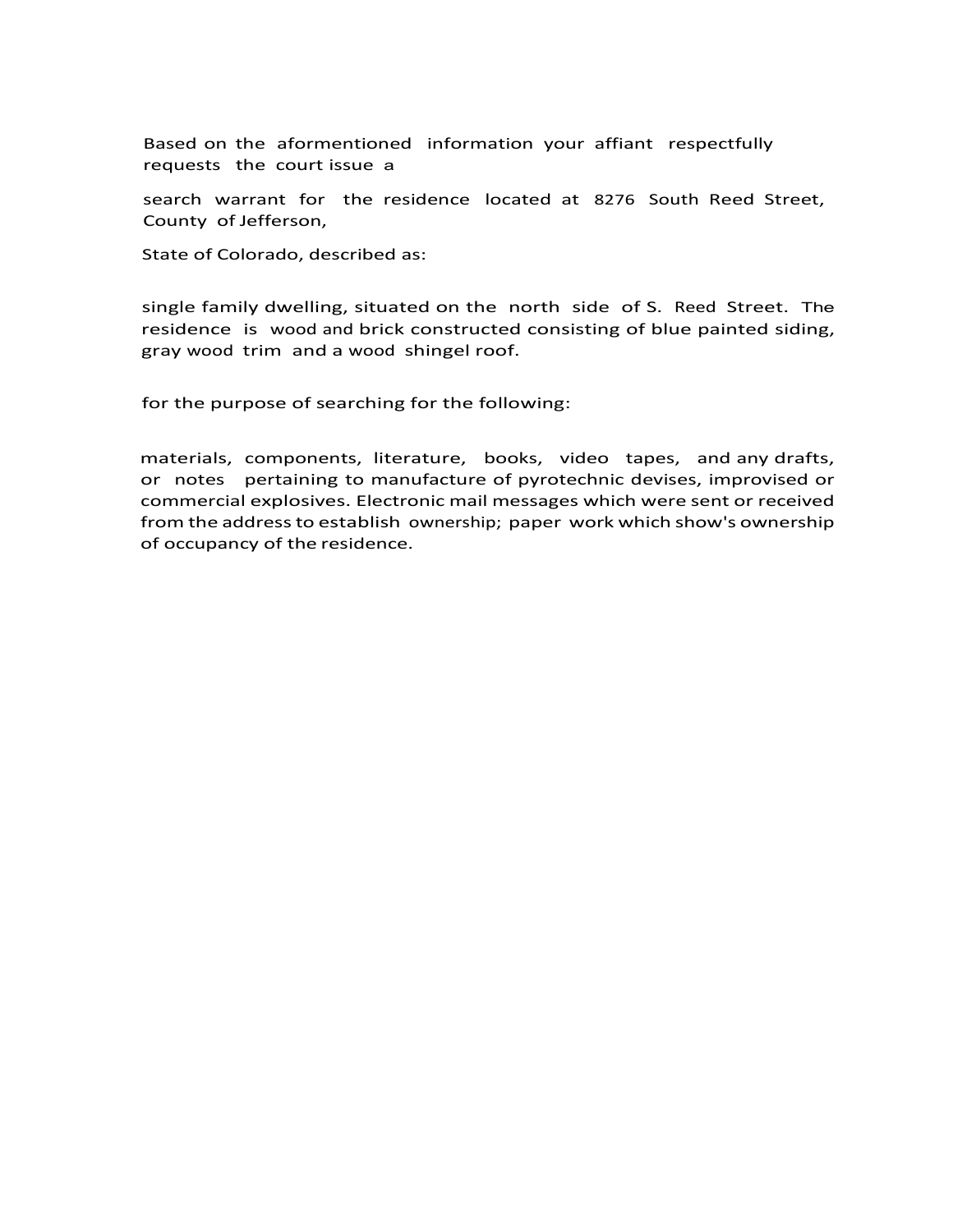Based on the aforementioned information your affiant respectfully requests the court issue a

search warrant for the residence located at 8276 South Reed Street, County of Jefferson,

State of Colorado, described as:

single family dwelling, situated on the north side of S. Reed Street. The residence is wood and brick constructed consisting of blue painted siding, gray wood trim and a wood shingel roof.

for the purpose of searching for the following:

materials, components, literature, books, video tapes, and any drafts, or notes pertaining to manufacture of pyrotechnic devises, improvised or commercial explosives. Electronic mail messages which were sent or received from the address to establish ownership; paper work which show's ownership of occupancy of the residence.